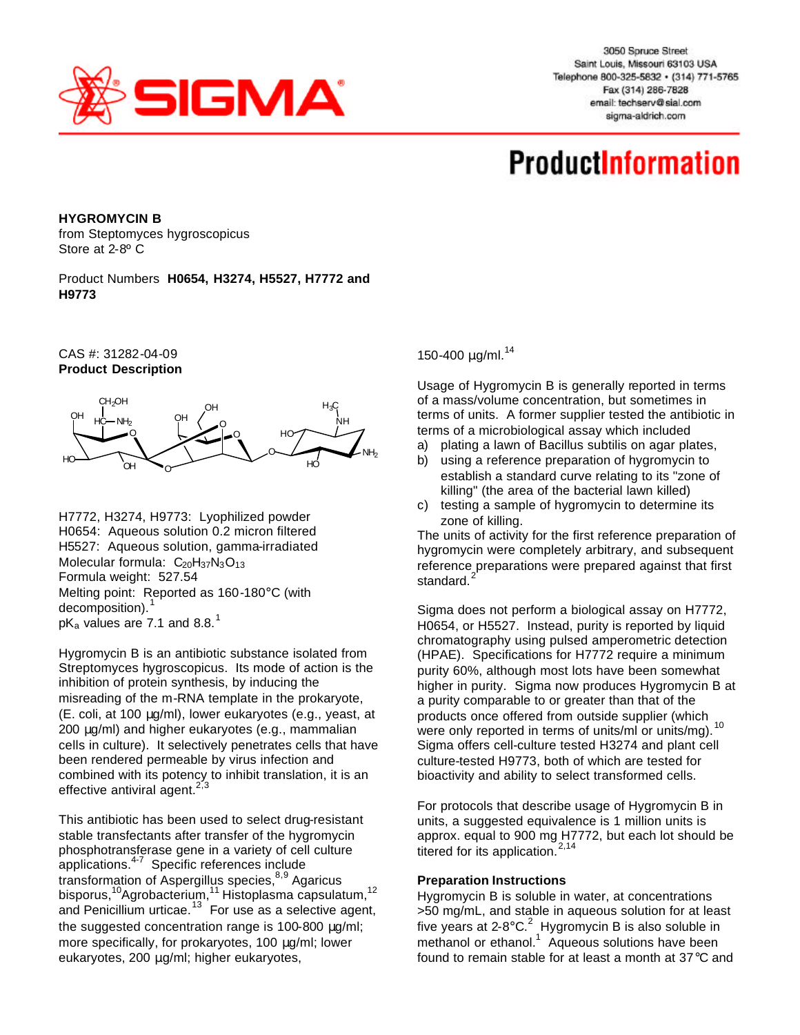**HYGROMYCIN B**
from Steptomyces hygroscopicus
Store at 2-8º C

Product Numbers **H0654, H3274, H5527, H7772 and H9773**

CAS #: 31282-04-09
**Product Description**

H7772, H3274, H9773: Lyophilized powder
H0654: Aqueous solution 0.2 micron filtered
H5527: Aqueous solution, gamma-irradiated
Molecular formula: $C_{20}H_{37}N_3O_{13}$
Formula weight: 527.54
Melting point: Reported as 160-180°C (with decomposition).[1]
$pK_a$ values are 7.1 and 8.8.[1]

Hygromycin B is an antibiotic substance isolated from Streptomyces hygroscopicus. Its mode of action is the inhibition of protein synthesis, by inducing the misreading of the m-RNA template in the prokaryote, (E. coli, at 100 µg/ml), lower eukaryotes (e.g., yeast, at 200 µg/ml) and higher eukaryotes (e.g., mammalian cells in culture). It selectively penetrates cells that have been rendered permeable by virus infection and combined with its potency to inhibit translation, it is an effective antiviral agent.[2,3]

This antibiotic has been used to select drug-resistant stable transfectants after transfer of the hygromycin phosphotransferase gene in a variety of cell culture applications.[4-7] Specific references include transformation of Aspergillus species,[8,9] Agaricus bisporus,[10] Agrobacterium,[11] Histoplasma capsulatum,[12] and Penicillium urticae.[13] For use as a selective agent, the suggested concentration range is 100-800 µg/ml; more specifically, for prokaryotes, 100 µg/ml; lower eukaryotes, 200 µg/ml; higher eukaryotes, 150-400 µg/ml.[14]

Usage of Hygromycin B is generally reported in terms of a mass/volume concentration, but sometimes in terms of units. A former supplier tested the antibiotic in terms of a microbiological assay which included

a) plating a lawn of Bacillus subtilis on agar plates,
b) using a reference preparation of hygromycin to establish a standard curve relating to its "zone of killing" (the area of the bacterial lawn killed)
c) testing a sample of hygromycin to determine its zone of killing.

The units of activity for the first reference preparation of hygromycin were completely arbitrary, and subsequent reference preparations were prepared against that first standard.[2]

Sigma does not perform a biological assay on H7772, H0654, or H5527. Instead, purity is reported by liquid chromatography using pulsed amperometric detection (HPAE). Specifications for H7772 require a minimum purity 60%, although most lots have been somewhat higher in purity. Sigma now produces Hygromycin B at a purity comparable to or greater than that of the products once offered from outside supplier (which were only reported in terms of units/ml or units/mg).[10] Sigma offers cell-culture tested H3274 and plant cell culture-tested H9773, both of which are tested for bioactivity and ability to select transformed cells.

For protocols that describe usage of Hygromycin B in units, a suggested equivalence is 1 million units is approx. equal to 900 mg H7772, but each lot should be titered for its application.[2,14]

### Preparation Instructions

Hygromycin B is soluble in water, at concentrations >50 mg/mL, and stable in aqueous solution for at least five years at 2-8°C.[2] Hygromycin B is also soluble in methanol or ethanol.[1] Aqueous solutions have been found to remain stable for at least a month at 37°C and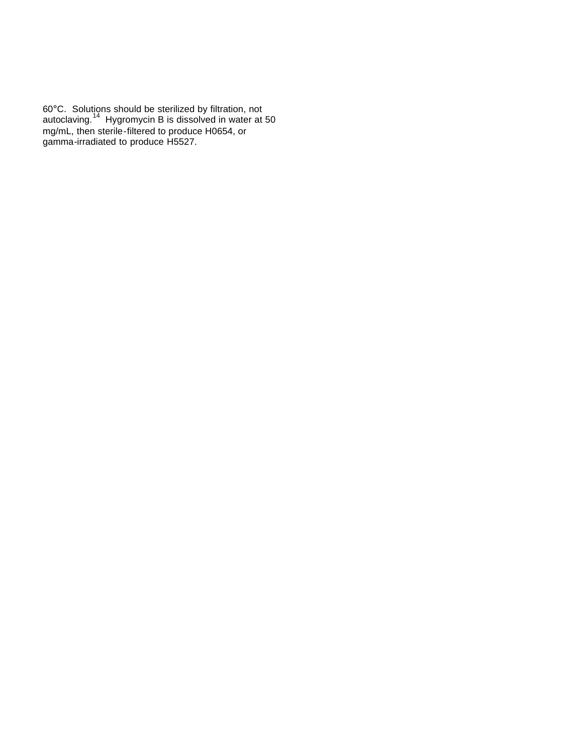60°C. Solutions should be sterilized by filtration, not autoclaving.[14] Hygromycin B is dissolved in water at 50 mg/mL, then sterile-filtered to produce H0654, or gamma-irradiated to produce H5527.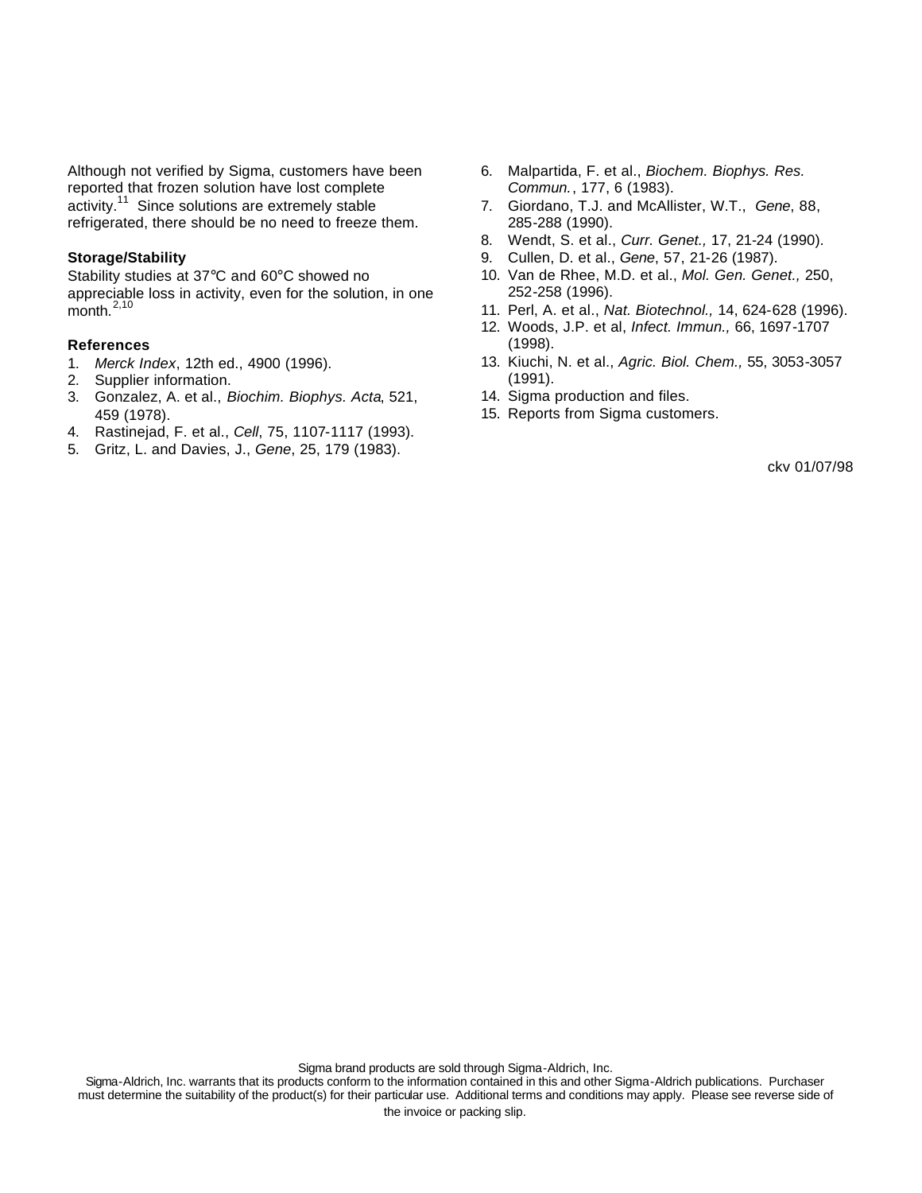Although not verified by Sigma, customers have been reported that frozen solution have lost complete activity.[11] Since solutions are extremely stable refrigerated, there should be no need to freeze them.

**Storage/Stability**

Stability studies at 37°C and 60°C showed no appreciable loss in activity, even for the solution, in one month.[2,10]

**References**

1. *Merck Index*, 12th ed., 4900 (1996).
2. Supplier information.
3. Gonzalez, A. et al., *Biochim. Biophys. Acta*, 521, 459 (1978).
4. Rastinejad, F. et al., *Cell*, 75, 1107-1117 (1993).
5. Gritz, L. and Davies, J., *Gene*, 25, 179 (1983).
6. Malpartida, F. et al., *Biochem. Biophys. Res. Commun.*, 177, 6 (1983).
7. Giordano, T.J. and McAllister, W.T., *Gene*, 88, 285-288 (1990).
8. Wendt, S. et al., *Curr. Genet.,* 17, 21-24 (1990).
9. Cullen, D. et al., *Gene*, 57, 21-26 (1987).
10. Van de Rhee, M.D. et al., *Mol. Gen. Genet.,* 250, 252-258 (1996).
11. Perl, A. et al., *Nat. Biotechnol.,* 14, 624-628 (1996).
12. Woods, J.P. et al, *Infect. Immun.,* 66, 1697-1707 (1998).
13. Kiuchi, N. et al., *Agric. Biol. Chem.,* 55, 3053-3057 (1991).
14. Sigma production and files.
15. Reports from Sigma customers.

ckv 01/07/98

Sigma brand products are sold through Sigma-Aldrich, Inc.
Sigma-Aldrich, Inc. warrants that its products conform to the information contained in this and other Sigma-Aldrich publications. Purchaser must determine the suitability of the product(s) for their particular use. Additional terms and conditions may apply. Please see reverse side of the invoice or packing slip.